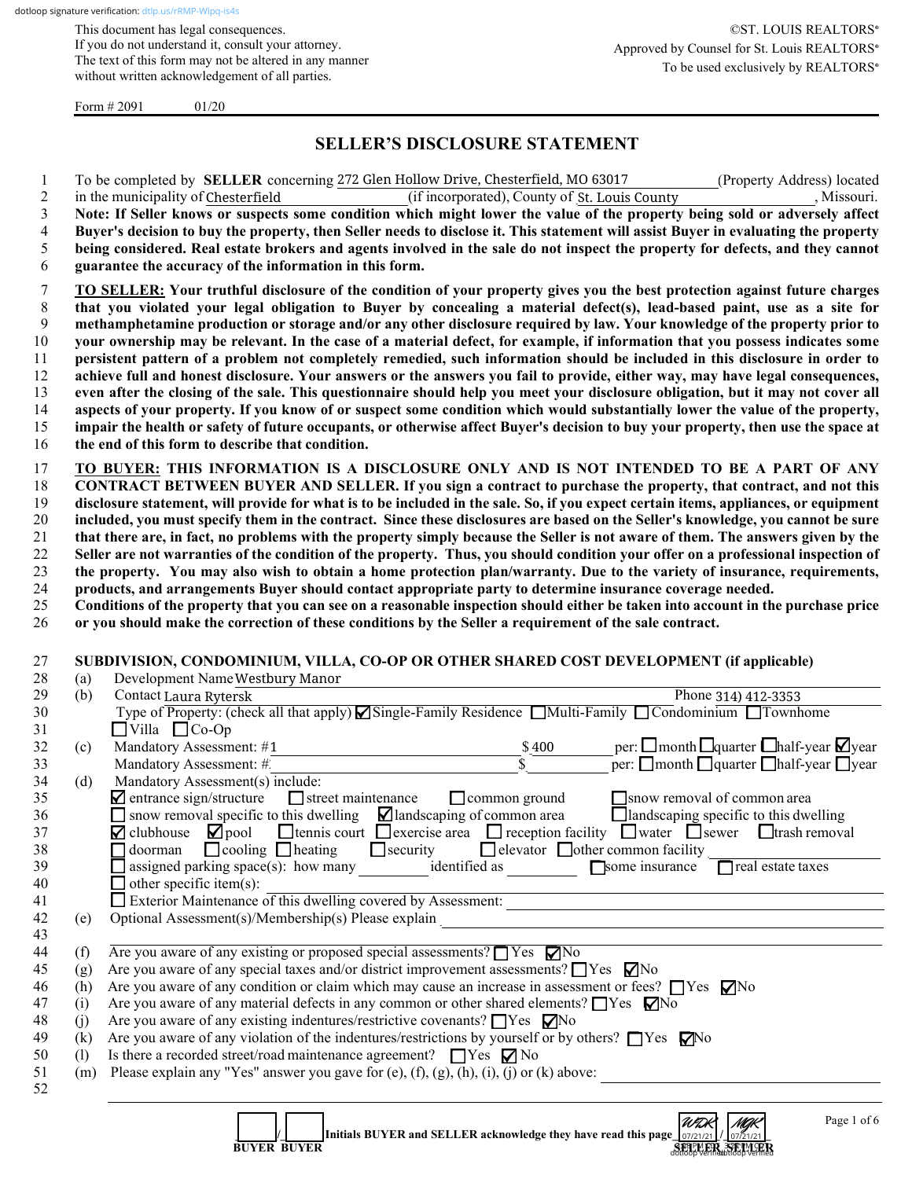dotloop signature verification: dtlp.us/rRMP-Wlpq-is4s

This document has legal consequences.
If you do not understand it, consult your attorney.
The text of this form may not be altered in any manner without written acknowledgement of all parties.

©ST. LOUIS REALTORS®
Approved by Counsel for St. Louis REALTORS®
To be used exclusively by REALTORS®

Form # 2091 01/20

# SELLER'S DISCLOSURE STATEMENT

1 To be completed by **SELLER** concerning 272 Glen Hollow Drive, Chesterfield, MO 63017 (Property Address) located
2 in the municipality of Chesterfield (if incorporated), County of St. Louis County, Missouri.
3 **Note: If Seller knows or suspects some condition which might lower the value of the property being sold or adversely affect**
4 **Buyer's decision to buy the property, then Seller needs to disclose it. This statement will assist Buyer in evaluating the property**
5 **being considered. Real estate brokers and agents involved in the sale do not inspect the property for defects, and they cannot**
6 **guarantee the accuracy of the information in this form.**

7 **TO SELLER: Your truthful disclosure of the condition of your property gives you the best protection against future charges**
8 **that you violated your legal obligation to Buyer by concealing a material defect(s), lead-based paint, use as a site for**
9 **methamphetamine production or storage and/or any other disclosure required by law. Your knowledge of the property prior to**
10 **your ownership may be relevant. In the case of a material defect, for example, if information that you possess indicates some**
11 **persistent pattern of a problem not completely remedied, such information should be included in this disclosure in order to**
12 **achieve full and honest disclosure. Your answers or the answers you fail to provide, either way, may have legal consequences,**
13 **even after the closing of the sale. This questionnaire should help you meet your disclosure obligation, but it may not cover all**
14 **aspects of your property. If you know of or suspect some condition which would substantially lower the value of the property,**
15 **impair the health or safety of future occupants, or otherwise affect Buyer's decision to buy your property, then use the space at**
16 **the end of this form to describe that condition.**

17 **TO BUYER: THIS INFORMATION IS A DISCLOSURE ONLY AND IS NOT INTENDED TO BE A PART OF ANY**
18 **CONTRACT BETWEEN BUYER AND SELLER. If you sign a contract to purchase the property, that contract, and not this**
19 **disclosure statement, will provide for what is to be included in the sale. So, if you expect certain items, appliances, or equipment**
20 **included, you must specify them in the contract. Since these disclosures are based on the Seller's knowledge, you cannot be sure**
21 **that there are, in fact, no problems with the property simply because the Seller is not aware of them. The answers given by the**
22 **Seller are not warranties of the condition of the property. Thus, you should condition your offer on a professional inspection of**
23 **the property. You may also wish to obtain a home protection plan/warranty. Due to the variety of insurance, requirements,**
24 **products, and arrangements Buyer should contact appropriate party to determine insurance coverage needed.**
25 **Conditions of the property that you can see on a reasonable inspection should either be taken into account in the purchase price**
26 **or you should make the correction of these conditions by the Seller a requirement of the sale contract.**

27 **SUBDIVISION, CONDOMINIUM, VILLA, CO-OP OR OTHER SHARED COST DEVELOPMENT (if applicable)**

28 (a) Development Name Westbury Manor
29 (b) Contact Laura Rytersk Phone 314) 412-3353
30 Type of Property: (check all that apply) ☑ Single-Family Residence ☐ Multi-Family ☐ Condominium ☐ Townhome
31 ☐ Villa ☐ Co-Op
32 (c) Mandatory Assessment: #1 $ 400 per: ☐ month ☐ quarter ☐ half-year ☑ year
33 Mandatory Assessment: # $ per: ☐ month ☐ quarter ☐ half-year ☐ year
34 (d) Mandatory Assessment(s) include:
35 ☑ entrance sign/structure ☐ street maintenance ☐ common ground ☐ snow removal of common area
36 ☐ snow removal specific to this dwelling ☑ landscaping of common area ☐ landscaping specific to this dwelling
37 ☑ clubhouse ☑ pool ☐ tennis court ☐ exercise area ☐ reception facility ☐ water ☐ sewer ☐ trash removal
38 ☐ doorman ☐ cooling ☐ heating ☐ security ☐ elevator ☐ other common facility
39 ☐ assigned parking space(s): how many ____ identified as ____ ☐ some insurance ☐ real estate taxes
40 ☐ other specific item(s):
41 ☐ Exterior Maintenance of this dwelling covered by Assessment:
42 (e) Optional Assessment(s)/Membership(s) Please explain
43
44 (f) Are you aware of any existing or proposed special assessments? ☐ Yes ☑ No
45 (g) Are you aware of any special taxes and/or district improvement assessments? ☐ Yes ☑ No
46 (h) Are you aware of any condition or claim which may cause an increase in assessment or fees? ☐ Yes ☑ No
47 (i) Are you aware of any material defects in any common or other shared elements? ☐ Yes ☑ No
48 (j) Are you aware of any existing indentures/restrictive covenants? ☐ Yes ☑ No
49 (k) Are you aware of any violation of the indentures/restrictions by yourself or by others? ☐ Yes ☑ No
50 (l) Is there a recorded street/road maintenance agreement? ☐ Yes ☑ No
51 (m) Please explain any "Yes" answer you gave for (e), (f), (g), (h), (i), (j) or (k) above:
52

____/____ Initials BUYER and SELLER acknowledge they have read this page WDK 07/21/21 / MGK 07/21/21
BUYER BUYER SELLER SELLER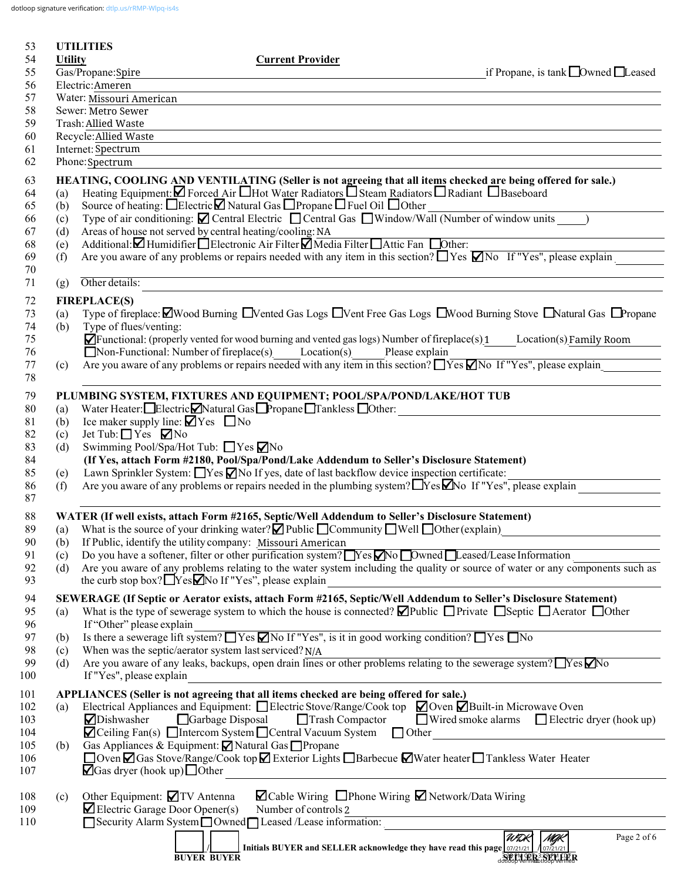dotloop signature verification: dtlp.us/rRMP-Wlpq-is4s

53 **UTILITIES**

54 **Utility** **Current Provider**

55 Gas/Propane: Spire if Propane, is tank ☐ Owned ☐ Leased

56 Electric: Ameren

57 Water: Missouri American

58 Sewer: Metro Sewer

59 Trash: Allied Waste

60 Recycle: Allied Waste

61 Internet: Spectrum

62 Phone: Spectrum

63 **HEATING, COOLING AND VENTILATING (Seller is not agreeing that all items checked are being offered for sale.)**

64 (a) Heating Equipment: ☑ Forced Air ☐ Hot Water Radiators ☐ Steam Radiators ☐ Radiant ☐ Baseboard

65 (b) Source of heating: ☐ Electric ☑ Natural Gas ☐ Propane ☐ Fuel Oil ☐ Other

66 (c) Type of air conditioning: ☑ Central Electric ☐ Central Gas ☐ Window/Wall (Number of window units ____)

67 (d) Areas of house not served by central heating/cooling: NA

68 (e) Additional: ☑ Humidifier ☐ Electronic Air Filter ☑ Media Filter ☐ Attic Fan ☐ Other:

69 (f) Are you aware of any problems or repairs needed with any item in this section? ☐ Yes ☑ No If "Yes", please explain

70

71 (g) Other details:

72 **FIREPLACE(S)**

73 (a) Type of fireplace: ☑ Wood Burning ☐ Vented Gas Logs ☐ Vent Free Gas Logs ☐ Wood Burning Stove ☐ Natural Gas ☐ Propane

74 (b) Type of flues/venting:

75 ☑ Functional: (properly vented for wood burning and vented gas logs) Number of fireplace(s) 1 Location(s) Family Room

76 ☐ Non-Functional: Number of fireplace(s) ____ Location(s) ____ Please explain

77 (c) Are you aware of any problems or repairs needed with any item in this section? ☐ Yes ☑ No If "Yes", please explain

78

79 **PLUMBING SYSTEM, FIXTURES AND EQUIPMENT; POOL/SPA/POND/LAKE/HOT TUB**

80 (a) Water Heater: ☐ Electric ☑ Natural Gas ☐ Propane ☐ Tankless ☐ Other:

81 (b) Ice maker supply line: ☑ Yes ☐ No

82 (c) Jet Tub: ☐ Yes ☑ No

83 (d) Swimming Pool/Spa/Hot Tub: ☐ Yes ☑ No

84 **(If Yes, attach Form #2180, Pool/Spa/Pond/Lake Addendum to Seller's Disclosure Statement)**

85 (e) Lawn Sprinkler System: ☐ Yes ☑ No If yes, date of last backflow device inspection certificate:

86 (f) Are you aware of any problems or repairs needed in the plumbing system? ☐ Yes ☑ No If "Yes", please explain

87

88 **WATER (If well exists, attach Form #2165, Septic/Well Addendum to Seller's Disclosure Statement)**

89 (a) What is the source of your drinking water? ☑ Public ☐ Community ☐ Well ☐ Other (explain)

90 (b) If Public, identify the utility company: Missouri American

91 (c) Do you have a softener, filter or other purification system? ☐ Yes ☑ No ☐ Owned ☐ Leased/Lease Information

92 (d) Are you aware of any problems relating to the water system including the quality or source of water or any components such as

93 the curb stop box? ☐ Yes ☑ No If "Yes", please explain

94 **SEWERAGE (If Septic or Aerator exists, attach Form #2165, Septic/Well Addendum to Seller's Disclosure Statement)**

95 (a) What is the type of sewerage system to which the house is connected? ☑ Public ☐ Private ☐ Septic ☐ Aerator ☐ Other

96 If "Other" please explain

97 (b) Is there a sewerage lift system? ☐ Yes ☑ No If "Yes", is it in good working condition? ☐ Yes ☐ No

98 (c) When was the septic/aerator system last serviced? N/A

99 (d) Are you aware of any leaks, backups, open drain lines or other problems relating to the sewerage system? ☐ Yes ☑ No

100 If "Yes", please explain

101 **APPLIANCES (Seller is not agreeing that all items checked are being offered for sale.)**

102 (a) Electrical Appliances and Equipment: ☐ Electric Stove/Range/Cook top ☑ Oven ☑ Built-in Microwave Oven

103 ☑ Dishwasher ☐ Garbage Disposal ☐ Trash Compactor ☐ Wired smoke alarms ☐ Electric dryer (hook up)

104 ☑ Ceiling Fan(s) ☐ Intercom System ☐ Central Vacuum System ☐ Other

105 (b) Gas Appliances & Equipment: ☑ Natural Gas ☐ Propane

106 ☐ Oven ☑ Gas Stove/Range/Cook top ☑ Exterior Lights ☐ Barbecue ☑ Water heater ☐ Tankless Water Heater

107 ☑ Gas dryer (hook up) ☐ Other

108 (c) Other Equipment: ☑ TV Antenna ☑ Cable Wiring ☐ Phone Wiring ☑ Network/Data Wiring

109 ☑ Electric Garage Door Opener(s) Number of controls 2

110 ☐ Security Alarm System ☐ Owned ☐ Leased /Lease information:

____ / ____ **Initials BUYER and SELLER acknowledge they have read this page** WDK 07/21/21 / MGK 07/21/21

**BUYER BUYER** **SELLER SELLER**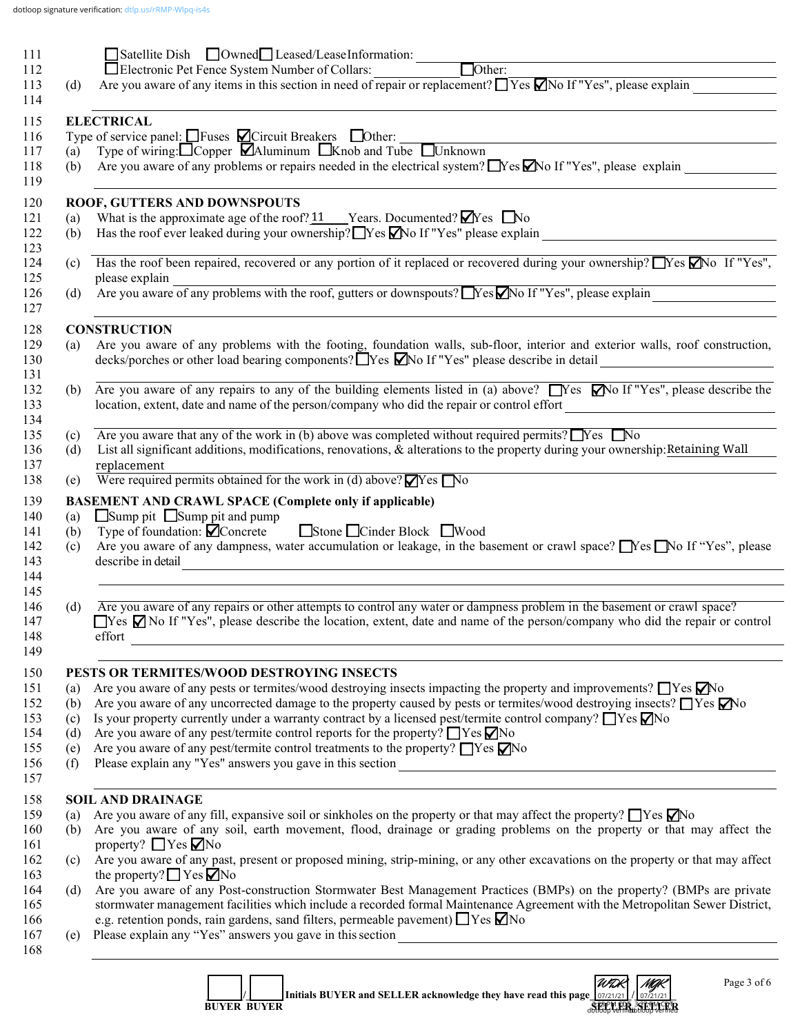dotloop signature verification: dtlp.us/rRMP-Wlpq-is4s

111 ☐ Satellite Dish ☐ Owned ☐ Leased/Lease Information: ____________

112 ☐ Electronic Pet Fence System Number of Collars: ____________ ☐ Other: ____________

113 (d) Are you aware of any items in this section in need of repair or replacement? ☐ Yes ☑ No If "Yes", please explain ____________

114

115 **ELECTRICAL**

116 Type of service panel: ☐ Fuses ☑ Circuit Breakers ☐ Other: ____________

117 (a) Type of wiring: ☐ Copper ☑ Aluminum ☐ Knob and Tube ☐ Unknown

118 (b) Are you aware of any problems or repairs needed in the electrical system? ☐ Yes ☑ No If "Yes", please explain ____________

119

120 **ROOF, GUTTERS AND DOWNSPOUTS**

121 (a) What is the approximate age of the roof? 11 Years. Documented? ☑ Yes ☐ No

122 (b) Has the roof ever leaked during your ownership? ☐ Yes ☑ No If "Yes" please explain ____________

123

124 (c) Has the roof been repaired, recovered or any portion of it replaced or recovered during your ownership? ☐ Yes ☑ No If "Yes",

125 please explain ____________

126 (d) Are you aware of any problems with the roof, gutters or downspouts? ☐ Yes ☑ No If "Yes", please explain ____________

127

128 **CONSTRUCTION**

129 (a) Are you aware of any problems with the footing, foundation walls, sub-floor, interior and exterior walls, roof construction,

130 decks/porches or other load bearing components? ☐ Yes ☑ No If "Yes" please describe in detail ____________

131

132 (b) Are you aware of any repairs to any of the building elements listed in (a) above? ☐ Yes ☑ No If "Yes", please describe the

133 location, extent, date and name of the person/company who did the repair or control effort ____________

134

135 (c) Are you aware that any of the work in (b) above was completed without required permits? ☐ Yes ☐ No

136 (d) List all significant additions, modifications, renovations, & alterations to the property during your ownership: Retaining Wall

137 replacement

138 (e) Were required permits obtained for the work in (d) above? ☑ Yes ☐ No

139 **BASEMENT AND CRAWL SPACE (Complete only if applicable)**

140 (a) ☐ Sump pit ☐ Sump pit and pump

141 (b) Type of foundation: ☑ Concrete ☐ Stone ☐ Cinder Block ☐ Wood

142 (c) Are you aware of any dampness, water accumulation or leakage, in the basement or crawl space? ☐ Yes ☐ No If "Yes", please

143 describe in detail ____________

144

145

146 (d) Are you aware of any repairs or other attempts to control any water or dampness problem in the basement or crawl space?

147 ☐ Yes ☑ No If "Yes", please describe the location, extent, date and name of the person/company who did the repair or control

148 effort ____________

149

150 **PESTS OR TERMITES/WOOD DESTROYING INSECTS**

151 (a) Are you aware of any pests or termites/wood destroying insects impacting the property and improvements? ☐ Yes ☑ No

152 (b) Are you aware of any uncorrected damage to the property caused by pests or termites/wood destroying insects? ☐ Yes ☑ No

153 (c) Is your property currently under a warranty contract by a licensed pest/termite control company? ☐ Yes ☑ No

154 (d) Are you aware of any pest/termite control reports for the property? ☐ Yes ☑ No

155 (e) Are you aware of any pest/termite control treatments to the property? ☐ Yes ☑ No

156 (f) Please explain any "Yes" answers you gave in this section ____________

157

158 **SOIL AND DRAINAGE**

159 (a) Are you aware of any fill, expansive soil or sinkholes on the property or that may affect the property? ☐ Yes ☑ No

160 (b) Are you aware of any soil, earth movement, flood, drainage or grading problems on the property or that may affect the

161 property? ☐ Yes ☑ No

162 (c) Are you aware of any past, present or proposed mining, strip-mining, or any other excavations on the property or that may affect

163 the property? ☐ Yes ☑ No

164 (d) Are you aware of any Post-construction Stormwater Best Management Practices (BMPs) on the property? (BMPs are private

165 stormwater management facilities which include a recorded formal Maintenance Agreement with the Metropolitan Sewer District,

166 e.g. retention ponds, rain gardens, sand filters, permeable pavement) ☐ Yes ☑ No

167 (e) Please explain any "Yes" answers you gave in this section ____________

168

____ / ____ **Initials BUYER and SELLER acknowledge they have read this page** WDK 07/21/21 / MGK 07/21/21

**BUYER BUYER** **SELLER SELLER**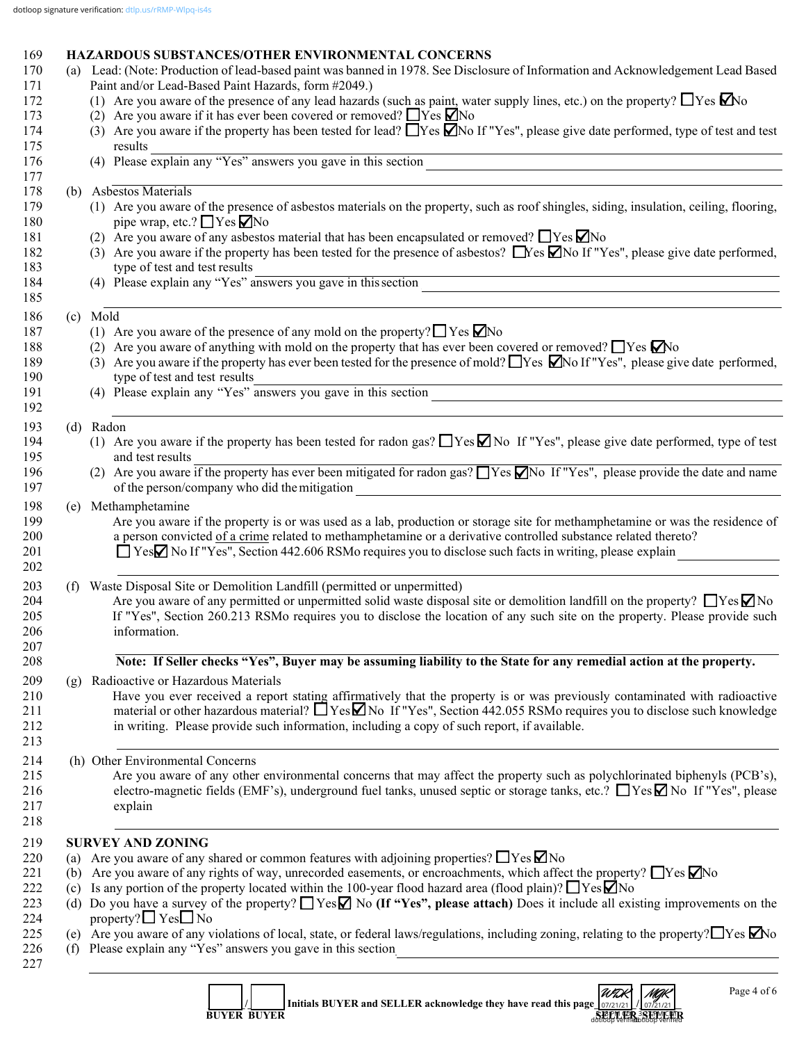dotloop signature verification: dtlp.us/rRMP-Wlpq-is4s

## HAZARDOUS SUBSTANCES/OTHER ENVIRONMENTAL CONCERNS

(a) Lead: (Note: Production of lead-based paint was banned in 1978. See Disclosure of Information and Acknowledgement Lead Based Paint and/or Lead-Based Paint Hazards, form #2049.)

(1) Are you aware of the presence of any lead hazards (such as paint, water supply lines, etc.) on the property? ☐ Yes ☑ No

(2) Are you aware if it has ever been covered or removed? ☐ Yes ☑ No

(3) Are you aware if the property has been tested for lead? ☐ Yes ☑ No If "Yes", please give date performed, type of test and test results ______

(4) Please explain any "Yes" answers you gave in this section ______

(b) Asbestos Materials

(1) Are you aware of the presence of asbestos materials on the property, such as roof shingles, siding, insulation, ceiling, flooring, pipe wrap, etc.? ☐ Yes ☑ No

(2) Are you aware of any asbestos material that has been encapsulated or removed? ☐ Yes ☑ No

(3) Are you aware if the property has been tested for the presence of asbestos? ☐ Yes ☑ No If "Yes", please give date performed, type of test and test results ______

(4) Please explain any "Yes" answers you gave in this section ______

(c) Mold

(1) Are you aware of the presence of any mold on the property? ☐ Yes ☑ No

(2) Are you aware of anything with mold on the property that has ever been covered or removed? ☐ Yes ☑ No

(3) Are you aware if the property has ever been tested for the presence of mold? ☐ Yes ☑ No If "Yes", please give date performed, type of test and test results ______

(4) Please explain any "Yes" answers you gave in this section ______

(d) Radon

(1) Are you aware if the property has been tested for radon gas? ☐ Yes ☑ No If "Yes", please give date performed, type of test and test results ______

(2) Are you aware if the property has ever been mitigated for radon gas? ☐ Yes ☑ No If "Yes", please provide the date and name of the person/company who did the mitigation ______

(e) Methamphetamine

Are you aware if the property is or was used as a lab, production or storage site for methamphetamine or was the residence of a person convicted of a crime related to methamphetamine or a derivative controlled substance related thereto?
☐ Yes ☑ No If "Yes", Section 442.606 RSMo requires you to disclose such facts in writing, please explain ______

(f) Waste Disposal Site or Demolition Landfill (permitted or unpermitted)

Are you aware of any permitted or unpermitted solid waste disposal site or demolition landfill on the property? ☐ Yes ☑ No
If "Yes", Section 260.213 RSMo requires you to disclose the location of any such site on the property. Please provide such information.

**Note: If Seller checks "Yes", Buyer may be assuming liability to the State for any remedial action at the property.**

(g) Radioactive or Hazardous Materials

Have you ever received a report stating affirmatively that the property is or was previously contaminated with radioactive material or other hazardous material? ☐ Yes ☑ No If "Yes", Section 442.055 RSMo requires you to disclose such knowledge in writing. Please provide such information, including a copy of such report, if available.

(h) Other Environmental Concerns

Are you aware of any other environmental concerns that may affect the property such as polychlorinated biphenyls (PCB's), electro-magnetic fields (EMF's), underground fuel tanks, unused septic or storage tanks, etc.? ☐ Yes ☑ No If "Yes", please explain ______

## SURVEY AND ZONING

(a) Are you aware of any shared or common features with adjoining properties? ☐ Yes ☑ No

(b) Are you aware of any rights of way, unrecorded easements, or encroachments, which affect the property? ☐ Yes ☑ No

(c) Is any portion of the property located within the 100-year flood hazard area (flood plain)? ☐ Yes ☑ No

(d) Do you have a survey of the property? ☐ Yes ☑ No **(If "Yes", please attach)** Does it include all existing improvements on the property? ☐ Yes ☐ No

(e) Are you aware of any violations of local, state, or federal laws/regulations, including zoning, relating to the property? ☐ Yes ☑ No

(f) Please explain any "Yes" answers you gave in this section ______

______ / ______ Initials BUYER and SELLER acknowledge they have read this page WDK 07/21/21 / MGK 07/21/21
BUYER BUYER SELLER SELLER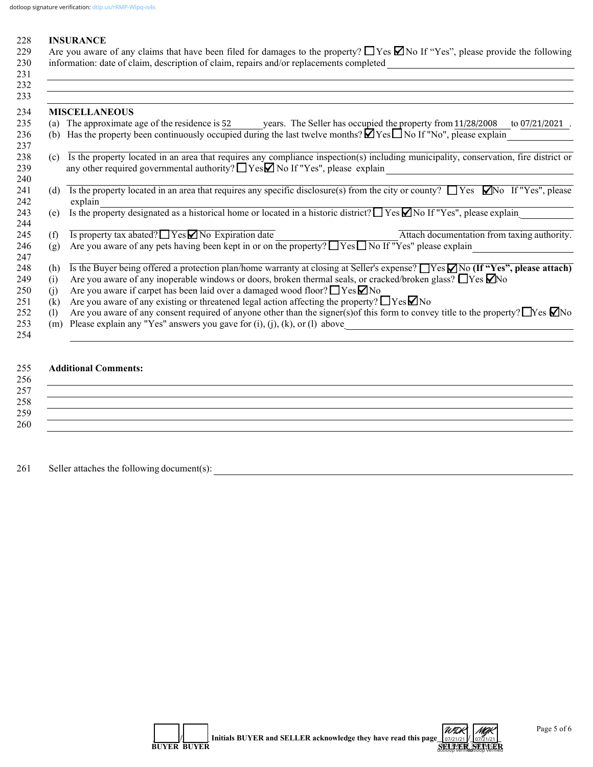dotloop signature verification: dtlp.us/rRMP-Wlpq-is4s

## INSURANCE

Are you aware of any claims that have been filed for damages to the property? ☐ Yes ☑ No If "Yes", please provide the following information: date of claim, description of claim, repairs and/or replacements completed ______

## MISCELLANEOUS

(a) The approximate age of the residence is 52 years. The Seller has occupied the property from 11/28/2008 to 07/21/2021.

(b) Has the property been continuously occupied during the last twelve months? ☑ Yes ☐ No If "No", please explain ______

(c) Is the property located in an area that requires any compliance inspection(s) including municipality, conservation, fire district or any other required governmental authority? ☐ Yes ☑ No If "Yes", please explain ______

(d) Is the property located in an area that requires any specific disclosure(s) from the city or county? ☐ Yes ☑ No If "Yes", please explain ______

(e) Is the property designated as a historical home or located in a historic district? ☐ Yes ☑ No If "Yes", please explain ______

(f) Is property tax abated? ☐ Yes ☑ No Expiration date ______ Attach documentation from taxing authority.

(g) Are you aware of any pets having been kept in or on the property? ☐ Yes ☐ No If "Yes" please explain ______

(h) Is the Buyer being offered a protection plan/home warranty at closing at Seller's expense? ☐ Yes ☑ No **(If "Yes", please attach)**

(i) Are you aware of any inoperable windows or doors, broken thermal seals, or cracked/broken glass? ☐ Yes ☑ No

(j) Are you aware if carpet has been laid over a damaged wood floor? ☐ Yes ☑ No

(k) Are you aware of any existing or threatened legal action affecting the property? ☐ Yes ☑ No

(l) Are you aware of any consent required of anyone other than the signer(s) of this form to convey title to the property? ☐ Yes ☑ No

(m) Please explain any "Yes" answers you gave for (i), (j), (k), or (l) above ______

## Additional Comments:

______

Seller attaches the following document(s): ______

______/______ Initials BUYER and SELLER acknowledge they have read this page WDK 07/21/21 / MGK 07/21/21

BUYER BUYER SELLER SELLER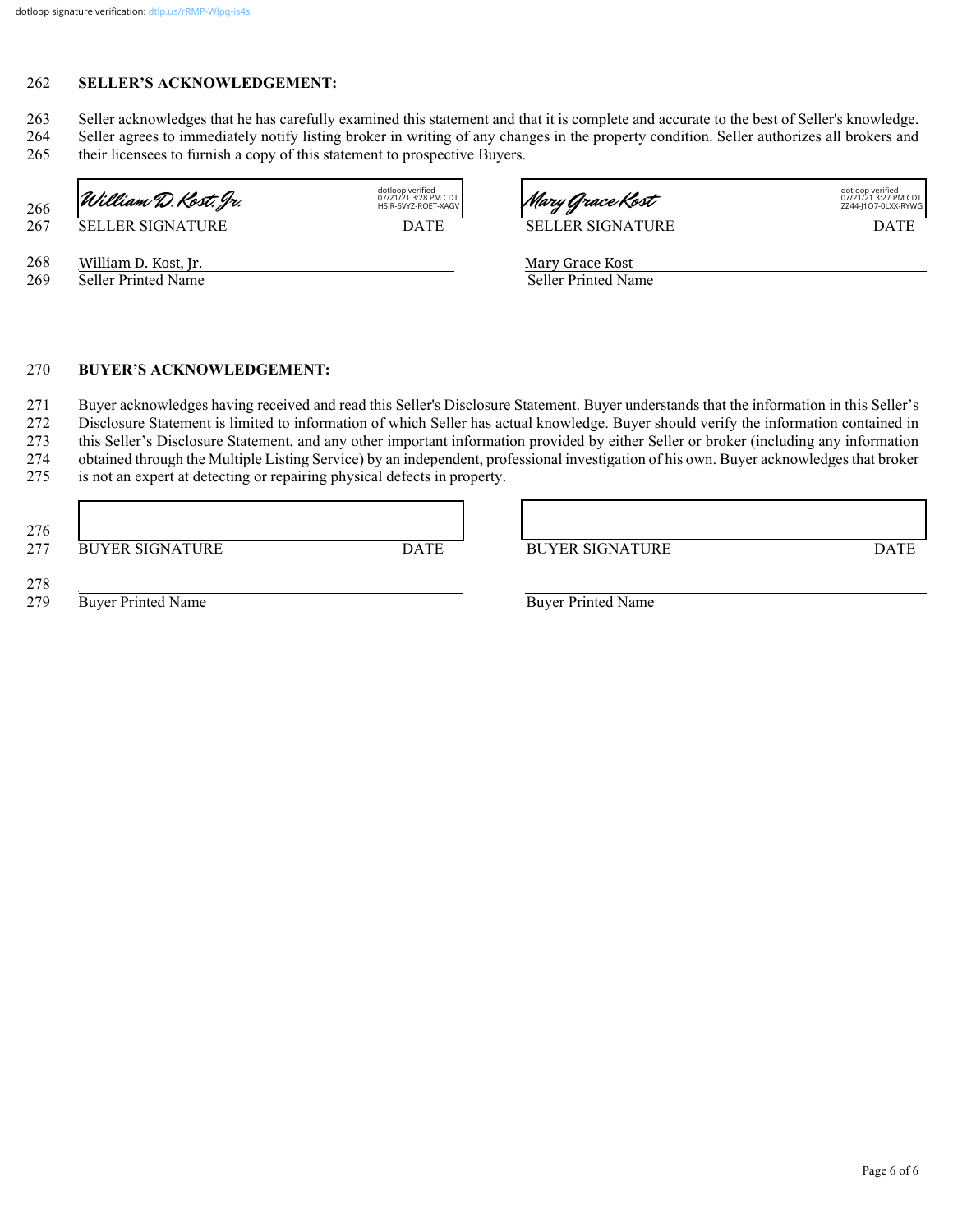dotloop signature verification: dtlp.us/rRMP-Wlpq-is4s

**SELLER'S ACKNOWLEDGEMENT:**

Seller acknowledges that he has carefully examined this statement and that it is complete and accurate to the best of Seller's knowledge. Seller agrees to immediately notify listing broker in writing of any changes in the property condition. Seller authorizes all brokers and their licensees to furnish a copy of this statement to prospective Buyers.

| | |
|---|---|
| *William D. Kost, Jr.* — dotloop verified 07/21/21 3:28 PM CDT HSIR-6VYZ-ROET-XAGV | *Mary Grace Kost* — dotloop verified 07/21/21 3:27 PM CDT ZZ44-J1O7-0LXX-RYWG |
| SELLER SIGNATURE DATE | SELLER SIGNATURE DATE |
| William D. Kost, Jr. | Mary Grace Kost |
| Seller Printed Name | Seller Printed Name |

**BUYER'S ACKNOWLEDGEMENT:**

Buyer acknowledges having received and read this Seller's Disclosure Statement. Buyer understands that the information in this Seller's Disclosure Statement is limited to information of which Seller has actual knowledge. Buyer should verify the information contained in this Seller's Disclosure Statement, and any other important information provided by either Seller or broker (including any information obtained through the Multiple Listing Service) by an independent, professional investigation of his own. Buyer acknowledges that broker is not an expert at detecting or repairing physical defects in property.

| | |
|---|---|
| | |
| BUYER SIGNATURE DATE | BUYER SIGNATURE DATE |
| | |
| Buyer Printed Name | Buyer Printed Name |